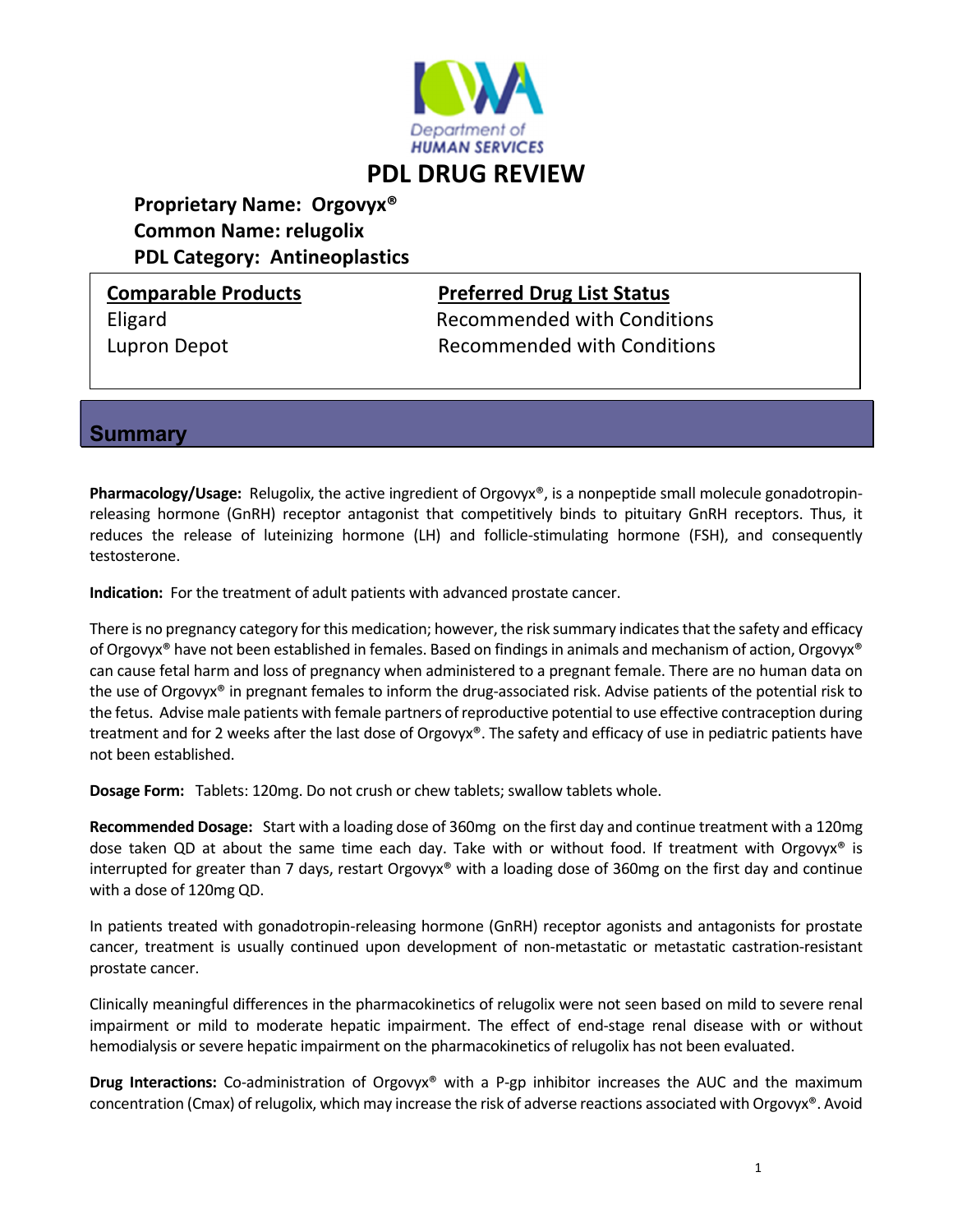# PDL DRUG REVIEW

**Proprietary Name: Orgovyx®**
**Common Name: relugolix**
**PDL Category: Antineoplastics**

| Comparable Products | Preferred Drug List Status |
| --- | --- |
| Eligard | Recommended with Conditions |
| Lupron Depot | Recommended with Conditions |

## Summary

**Pharmacology/Usage:** Relugolix, the active ingredient of Orgovyx®, is a nonpeptide small molecule gonadotropin-releasing hormone (GnRH) receptor antagonist that competitively binds to pituitary GnRH receptors. Thus, it reduces the release of luteinizing hormone (LH) and follicle-stimulating hormone (FSH), and consequently testosterone.

**Indication:** For the treatment of adult patients with advanced prostate cancer.

There is no pregnancy category for this medication; however, the risk summary indicates that the safety and efficacy of Orgovyx® have not been established in females. Based on findings in animals and mechanism of action, Orgovyx® can cause fetal harm and loss of pregnancy when administered to a pregnant female. There are no human data on the use of Orgovyx® in pregnant females to inform the drug-associated risk. Advise patients of the potential risk to the fetus. Advise male patients with female partners of reproductive potential to use effective contraception during treatment and for 2 weeks after the last dose of Orgovyx®. The safety and efficacy of use in pediatric patients have not been established.

**Dosage Form:** Tablets: 120mg. Do not crush or chew tablets; swallow tablets whole.

**Recommended Dosage:** Start with a loading dose of 360mg on the first day and continue treatment with a 120mg dose taken QD at about the same time each day. Take with or without food. If treatment with Orgovyx® is interrupted for greater than 7 days, restart Orgovyx® with a loading dose of 360mg on the first day and continue with a dose of 120mg QD.

In patients treated with gonadotropin-releasing hormone (GnRH) receptor agonists and antagonists for prostate cancer, treatment is usually continued upon development of non-metastatic or metastatic castration-resistant prostate cancer.

Clinically meaningful differences in the pharmacokinetics of relugolix were not seen based on mild to severe renal impairment or mild to moderate hepatic impairment. The effect of end-stage renal disease with or without hemodialysis or severe hepatic impairment on the pharmacokinetics of relugolix has not been evaluated.

**Drug Interactions:** Co-administration of Orgovyx® with a P-gp inhibitor increases the AUC and the maximum concentration (Cmax) of relugolix, which may increase the risk of adverse reactions associated with Orgovyx®. Avoid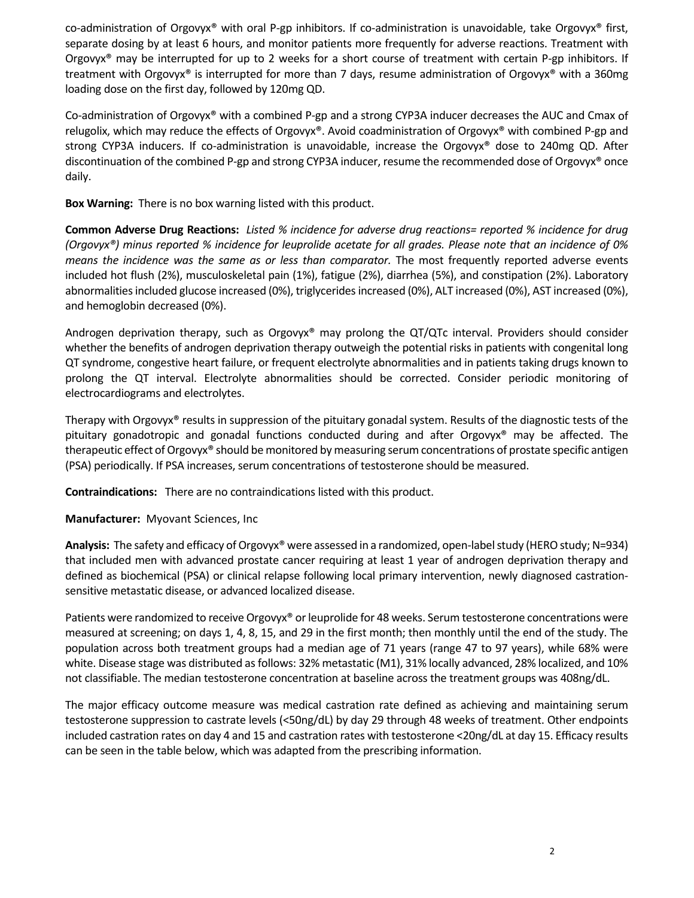co-administration of Orgovyx® with oral P-gp inhibitors. If co-administration is unavoidable, take Orgovyx® first, separate dosing by at least 6 hours, and monitor patients more frequently for adverse reactions. Treatment with Orgovyx® may be interrupted for up to 2 weeks for a short course of treatment with certain P-gp inhibitors. If treatment with Orgovyx® is interrupted for more than 7 days, resume administration of Orgovyx® with a 360mg loading dose on the first day, followed by 120mg QD.

Co-administration of Orgovyx® with a combined P-gp and a strong CYP3A inducer decreases the AUC and Cmax of relugolix, which may reduce the effects of Orgovyx®. Avoid coadministration of Orgovyx® with combined P-gp and strong CYP3A inducers. If co-administration is unavoidable, increase the Orgovyx® dose to 240mg QD. After discontinuation of the combined P-gp and strong CYP3A inducer, resume the recommended dose of Orgovyx® once daily.

**Box Warning:** There is no box warning listed with this product.

**Common Adverse Drug Reactions:** *Listed % incidence for adverse drug reactions= reported % incidence for drug (Orgovyx®) minus reported % incidence for leuprolide acetate for all grades. Please note that an incidence of 0% means the incidence was the same as or less than comparator.* The most frequently reported adverse events included hot flush (2%), musculoskeletal pain (1%), fatigue (2%), diarrhea (5%), and constipation (2%). Laboratory abnormalities included glucose increased (0%), triglycerides increased (0%), ALT increased (0%), AST increased (0%), and hemoglobin decreased (0%).

Androgen deprivation therapy, such as Orgovyx® may prolong the QT/QTc interval. Providers should consider whether the benefits of androgen deprivation therapy outweigh the potential risks in patients with congenital long QT syndrome, congestive heart failure, or frequent electrolyte abnormalities and in patients taking drugs known to prolong the QT interval. Electrolyte abnormalities should be corrected. Consider periodic monitoring of electrocardiograms and electrolytes.

Therapy with Orgovyx® results in suppression of the pituitary gonadal system. Results of the diagnostic tests of the pituitary gonadotropic and gonadal functions conducted during and after Orgovyx® may be affected. The therapeutic effect of Orgovyx® should be monitored by measuring serum concentrations of prostate specific antigen (PSA) periodically. If PSA increases, serum concentrations of testosterone should be measured.

**Contraindications:** There are no contraindications listed with this product.

**Manufacturer:** Myovant Sciences, Inc

**Analysis:** The safety and efficacy of Orgovyx® were assessed in a randomized, open-label study (HERO study; N=934) that included men with advanced prostate cancer requiring at least 1 year of androgen deprivation therapy and defined as biochemical (PSA) or clinical relapse following local primary intervention, newly diagnosed castration-sensitive metastatic disease, or advanced localized disease.

Patients were randomized to receive Orgovyx® or leuprolide for 48 weeks. Serum testosterone concentrations were measured at screening; on days 1, 4, 8, 15, and 29 in the first month; then monthly until the end of the study. The population across both treatment groups had a median age of 71 years (range 47 to 97 years), while 68% were white. Disease stage was distributed as follows: 32% metastatic (M1), 31% locally advanced, 28% localized, and 10% not classifiable. The median testosterone concentration at baseline across the treatment groups was 408ng/dL.

The major efficacy outcome measure was medical castration rate defined as achieving and maintaining serum testosterone suppression to castrate levels (<50ng/dL) by day 29 through 48 weeks of treatment. Other endpoints included castration rates on day 4 and 15 and castration rates with testosterone <20ng/dL at day 15. Efficacy results can be seen in the table below, which was adapted from the prescribing information.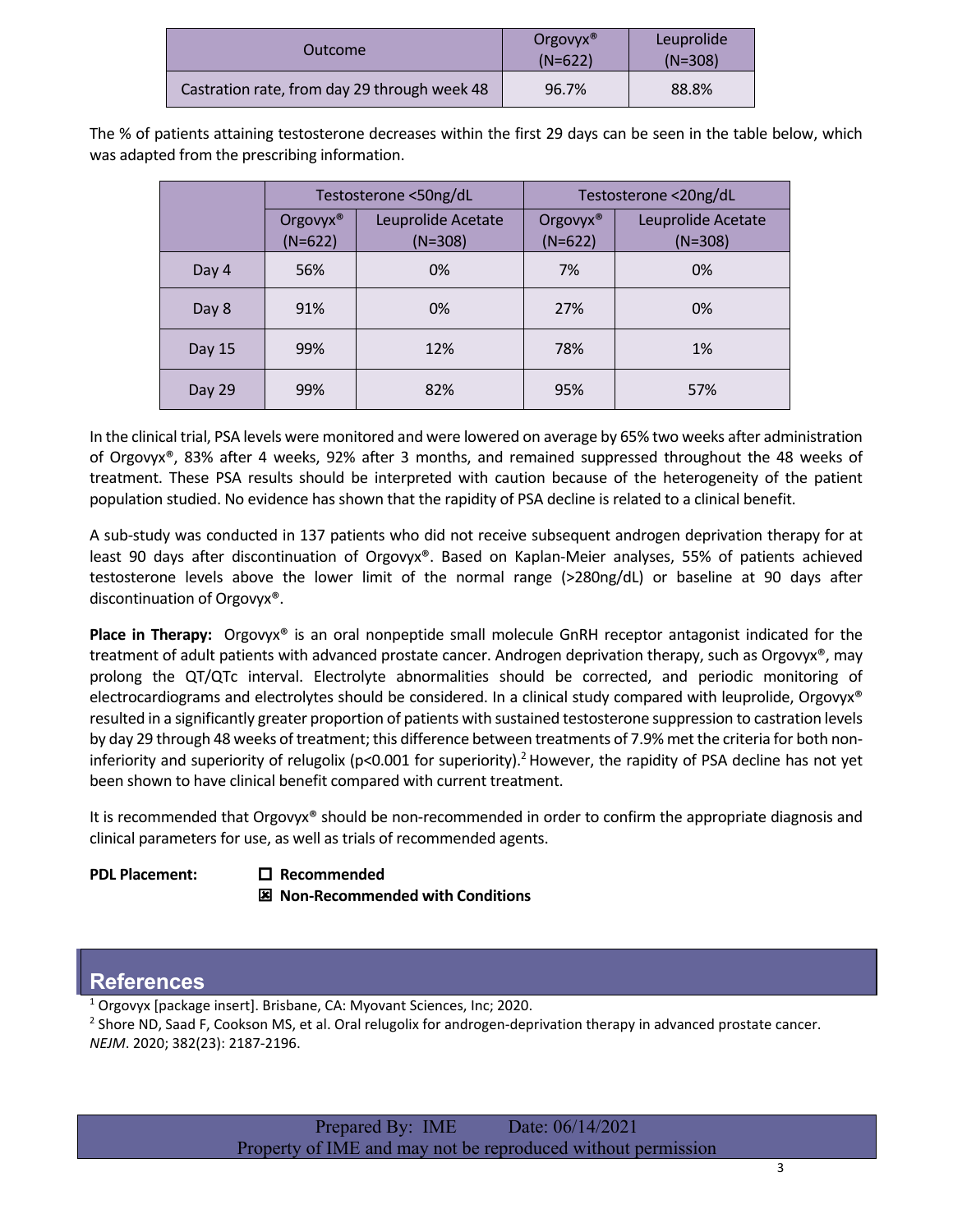| Outcome | Orgovyx® (N=622) | Leuprolide (N=308) |
|---|---|---|
| Castration rate, from day 29 through week 48 | 96.7% | 88.8% |

The % of patients attaining testosterone decreases within the first 29 days can be seen in the table below, which was adapted from the prescribing information.

| | Testosterone <50ng/dL | | Testosterone <20ng/dL | |
|---|---|---|---|---|
| | Orgovyx® (N=622) | Leuprolide Acetate (N=308) | Orgovyx® (N=622) | Leuprolide Acetate (N=308) |
| Day 4 | 56% | 0% | 7% | 0% |
| Day 8 | 91% | 0% | 27% | 0% |
| Day 15 | 99% | 12% | 78% | 1% |
| Day 29 | 99% | 82% | 95% | 57% |

In the clinical trial, PSA levels were monitored and were lowered on average by 65% two weeks after administration of Orgovyx®, 83% after 4 weeks, 92% after 3 months, and remained suppressed throughout the 48 weeks of treatment. These PSA results should be interpreted with caution because of the heterogeneity of the patient population studied. No evidence has shown that the rapidity of PSA decline is related to a clinical benefit.

A sub-study was conducted in 137 patients who did not receive subsequent androgen deprivation therapy for at least 90 days after discontinuation of Orgovyx®. Based on Kaplan-Meier analyses, 55% of patients achieved testosterone levels above the lower limit of the normal range (>280ng/dL) or baseline at 90 days after discontinuation of Orgovyx®.

**Place in Therapy:** Orgovyx® is an oral nonpeptide small molecule GnRH receptor antagonist indicated for the treatment of adult patients with advanced prostate cancer. Androgen deprivation therapy, such as Orgovyx®, may prolong the QT/QTc interval. Electrolyte abnormalities should be corrected, and periodic monitoring of electrocardiograms and electrolytes should be considered. In a clinical study compared with leuprolide, Orgovyx® resulted in a significantly greater proportion of patients with sustained testosterone suppression to castration levels by day 29 through 48 weeks of treatment; this difference between treatments of 7.9% met the criteria for both non-inferiority and superiority of relugolix ($p<0.001$ for superiority).[2] However, the rapidity of PSA decline has not yet been shown to have clinical benefit compared with current treatment.

It is recommended that Orgovyx® should be non-recommended in order to confirm the appropriate diagnosis and clinical parameters for use, as well as trials of recommended agents.

**PDL Placement:**

☐ **Recommended**

☒ **Non-Recommended with Conditions**

## References

[1] Orgovyx [package insert]. Brisbane, CA: Myovant Sciences, Inc; 2020.

[2] Shore ND, Saad F, Cookson MS, et al. Oral relugolix for androgen-deprivation therapy in advanced prostate cancer. *NEJM*. 2020; 382(23): 2187-2196.

Prepared By: IME Date: 06/14/2021

Property of IME and may not be reproduced without permission